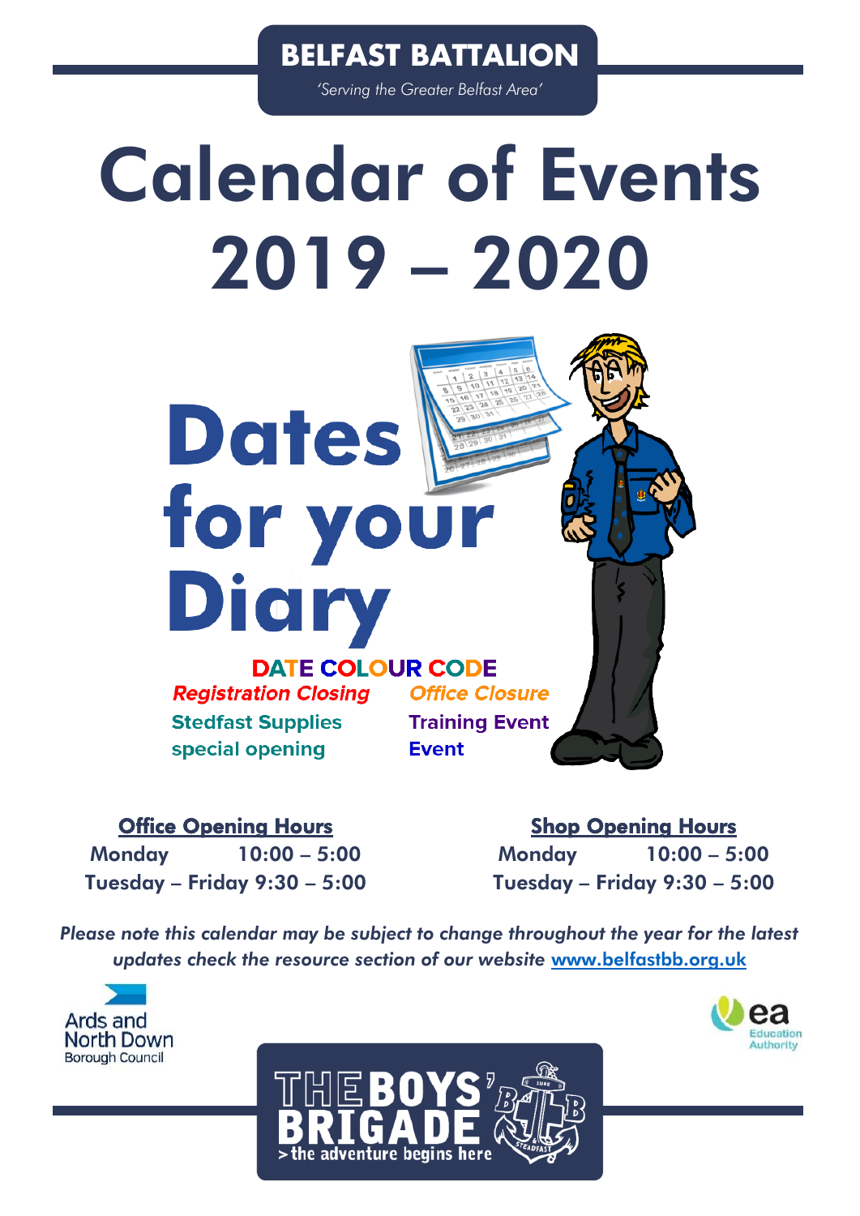# BELFAST BATTALION

*'Serving the Greater Belfast Area'*

# Calendar of Events 2019 – 2020

## Dates for your Diary

**DATE COLOUR CODE**

*Registration Closing*

*Office Closure*

Stedfast Supplies special opening

Training Event

Event

**Office Opening Hours**

Monday 10:00 – 5:00

Tuesday – Friday 9:30 – 5:00

**Shop Opening Hours**

Monday 10:00 – 5:00

Tuesday – Friday 9:30 – 5:00

*Please note this calendar may be subject to change throughout the year for the latest updates check the resource section of our website www.belfastbb.org.uk*

Ards and North Down Borough Council

ea Education Authority

THE BOYS' BRIGADE
> the adventure begins here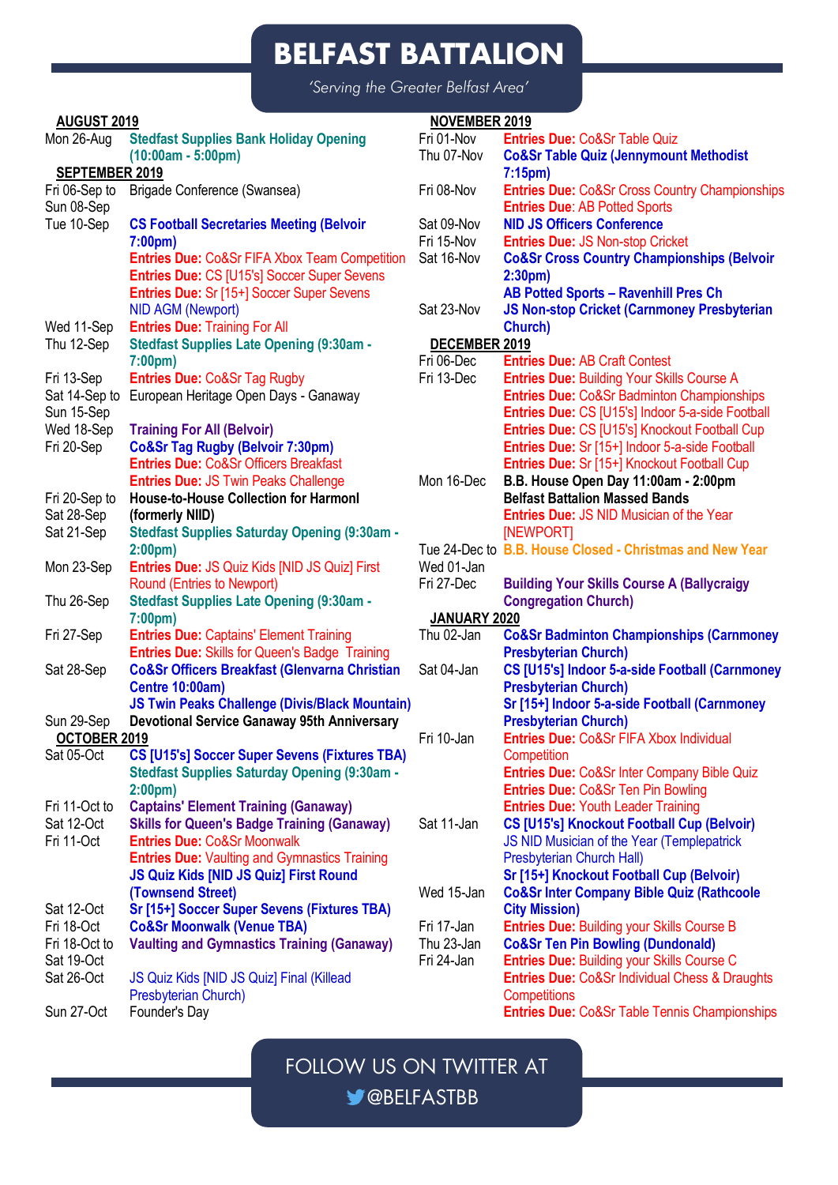# BELFAST BATTALION

*'Serving the Greater Belfast Area'*

**AUGUST 2019**

| | |
|---|---|
| Mon 26-Aug | **Stedfast Supplies Bank Holiday Opening (10:00am - 5:00pm)** |

**SEPTEMBER 2019**

| | |
|---|---|
| Fri 06-Sep to Sun 08-Sep | Brigade Conference (Swansea) |
| Tue 10-Sep | **CS Football Secretaries Meeting (Belvoir 7:00pm)** |
| | **Entries Due:** Co&Sr FIFA Xbox Team Competition |
| | **Entries Due:** CS [U15's] Soccer Super Sevens |
| | **Entries Due:** Sr [15+] Soccer Super Sevens |
| | NID AGM (Newport) |
| Wed 11-Sep | **Entries Due:** Training For All |
| Thu 12-Sep | **Stedfast Supplies Late Opening (9:30am - 7:00pm)** |
| Fri 13-Sep | **Entries Due:** Co&Sr Tag Rugby |
| Sat 14-Sep to Sun 15-Sep | European Heritage Open Days - Ganaway |
| Wed 18-Sep | **Training For All (Belvoir)** |
| Fri 20-Sep | **Co&Sr Tag Rugby (Belvoir 7:30pm)** |
| | **Entries Due:** Co&Sr Officers Breakfast |
| | **Entries Due:** JS Twin Peaks Challenge |
| Fri 20-Sep to Sat 28-Sep | **House-to-House Collection for HarmonI (formerly NIID)** |
| Sat 21-Sep | **Stedfast Supplies Saturday Opening (9:30am - 2:00pm)** |
| Mon 23-Sep | **Entries Due:** JS Quiz Kids [NID JS Quiz] First Round (Entries to Newport) |
| Thu 26-Sep | **Stedfast Supplies Late Opening (9:30am - 7:00pm)** |
| Fri 27-Sep | **Entries Due:** Captains' Element Training |
| | **Entries Due:** Skills for Queen's Badge Training |
| Sat 28-Sep | **Co&Sr Officers Breakfast (Glenvarna Christian Centre 10:00am)** |
| | **JS Twin Peaks Challenge (Divis/Black Mountain)** |
| Sun 29-Sep | **Devotional Service Ganaway 95th Anniversary** |

**OCTOBER 2019**

| | |
|---|---|
| Sat 05-Oct | **CS [U15's] Soccer Super Sevens (Fixtures TBA)** |
| | **Stedfast Supplies Saturday Opening (9:30am - 2:00pm)** |
| Fri 11-Oct to Sat 12-Oct | **Captains' Element Training (Ganaway)** |
| | **Skills for Queen's Badge Training (Ganaway)** |
| Fri 11-Oct | **Entries Due:** Co&Sr Moonwalk |
| | **Entries Due:** Vaulting and Gymnastics Training |
| | **JS Quiz Kids [NID JS Quiz] First Round (Townsend Street)** |
| Sat 12-Oct | **Sr [15+] Soccer Super Sevens (Fixtures TBA)** |
| Fri 18-Oct | **Co&Sr Moonwalk (Venue TBA)** |
| Fri 18-Oct to Sat 19-Oct | **Vaulting and Gymnastics Training (Ganaway)** |
| Sat 26-Oct | JS Quiz Kids [NID JS Quiz] Final (Killead Presbyterian Church) |
| Sun 27-Oct | Founder's Day |

**NOVEMBER 2019**

| | |
|---|---|
| Fri 01-Nov | **Entries Due:** Co&Sr Table Quiz |
| Thu 07-Nov | **Co&Sr Table Quiz (Jennymount Methodist 7:15pm)** |
| Fri 08-Nov | **Entries Due:** Co&Sr Cross Country Championships |
| | **Entries Due**: AB Potted Sports |
| Sat 09-Nov | **NID JS Officers Conference** |
| Fri 15-Nov | **Entries Due:** JS Non-stop Cricket |
| Sat 16-Nov | **Co&Sr Cross Country Championships (Belvoir 2:30pm)** |
| | **AB Potted Sports – Ravenhill Pres Ch** |
| Sat 23-Nov | **JS Non-stop Cricket (Carnmoney Presbyterian Church)** |

**DECEMBER 2019**

| | |
|---|---|
| Fri 06-Dec | **Entries Due:** AB Craft Contest |
| Fri 13-Dec | **Entries Due:** Building Your Skills Course A |
| | **Entries Due:** Co&Sr Badminton Championships |
| | **Entries Due:** CS [U15's] Indoor 5-a-side Football |
| | **Entries Due:** CS [U15's] Knockout Football Cup |
| | **Entries Due:** Sr [15+] Indoor 5-a-side Football |
| | **Entries Due:** Sr [15+] Knockout Football Cup |
| Mon 16-Dec | **B.B. House Open Day 11:00am - 2:00pm** |
| | **Belfast Battalion Massed Bands** |
| | **Entries Due:** JS NID Musician of the Year [NEWPORT] |
| Tue 24-Dec to Wed 01-Jan | **B.B. House Closed - Christmas and New Year** |
| Fri 27-Dec | **Building Your Skills Course A (Ballycraigy Congregation Church)** |

**JANUARY 2020**

| | |
|---|---|
| Thu 02-Jan | **Co&Sr Badminton Championships (Carnmoney Presbyterian Church)** |
| Sat 04-Jan | **CS [U15's] Indoor 5-a-side Football (Carnmoney Presbyterian Church)** |
| | **Sr [15+] Indoor 5-a-side Football (Carnmoney Presbyterian Church)** |
| Fri 10-Jan | **Entries Due:** Co&Sr FIFA Xbox Individual Competition |
| | **Entries Due:** Co&Sr Inter Company Bible Quiz |
| | **Entries Due:** Co&Sr Ten Pin Bowling |
| | **Entries Due:** Youth Leader Training |
| Sat 11-Jan | **CS [U15's] Knockout Football Cup (Belvoir)** |
| | JS NID Musician of the Year (Templepatrick Presbyterian Church Hall) |
| | **Sr [15+] Knockout Football Cup (Belvoir)** |
| Wed 15-Jan | **Co&Sr Inter Company Bible Quiz (Rathcoole City Mission)** |
| Fri 17-Jan | **Entries Due:** Building your Skills Course B |
| Thu 23-Jan | **Co&Sr Ten Pin Bowling (Dundonald)** |
| Fri 24-Jan | **Entries Due:** Building your Skills Course C |
| | **Entries Due:** Co&Sr Individual Chess & Draughts Competitions |
| | **Entries Due:** Co&Sr Table Tennis Championships |

FOLLOW US ON TWITTER AT @BELFASTBB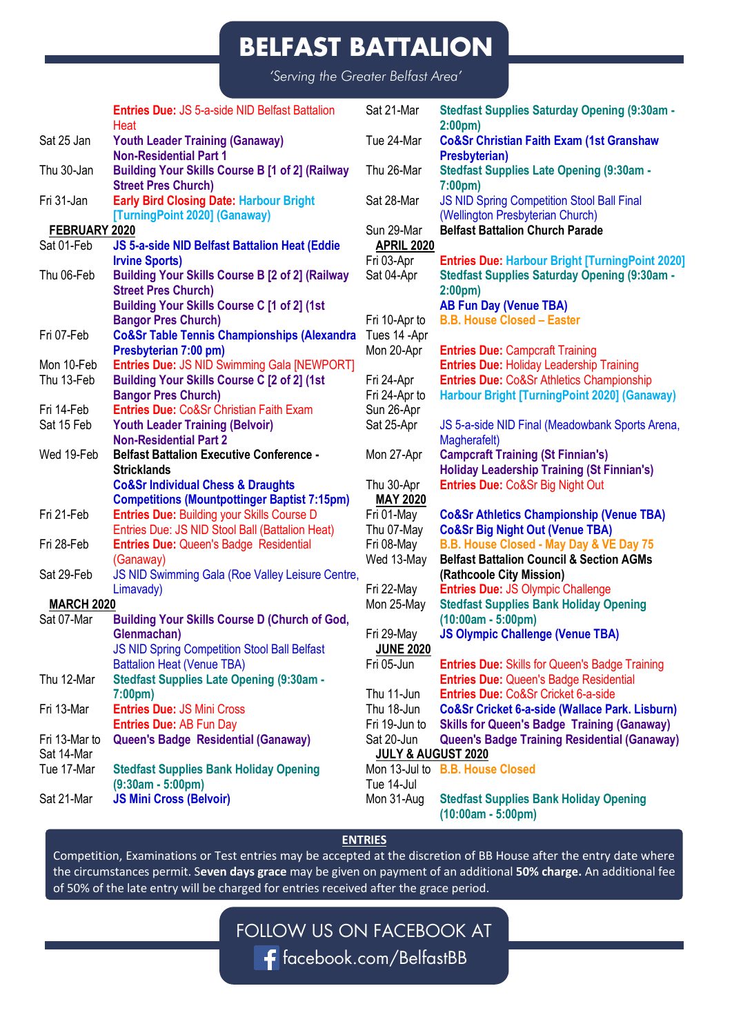# BELFAST BATTALION

*'Serving the Greater Belfast Area'*

| Date | Event |
|---|---|
| | **Entries Due:** JS 5-a-side NID Belfast Battalion Heat |
| Sat 25 Jan | **Youth Leader Training (Ganaway) Non-Residential Part 1** |
| Thu 30-Jan | **Building Your Skills Course B [1 of 2] (Railway Street Pres Church)** |
| Fri 31-Jan | **Early Bird Closing Date: Harbour Bright [TurningPoint 2020] (Ganaway)** |

**FEBRUARY 2020**

| Date | Event |
|---|---|
| Sat 01-Feb | **JS 5-a-side NID Belfast Battalion Heat (Eddie Irvine Sports)** |
| Thu 06-Feb | **Building Your Skills Course B [2 of 2] (Railway Street Pres Church)** |
| | **Building Your Skills Course C [1 of 2] (1st Bangor Pres Church)** |
| Fri 07-Feb | **Co&Sr Table Tennis Championships (Alexandra Presbyterian 7:00 pm)** |
| Mon 10-Feb | **Entries Due:** JS NID Swimming Gala [NEWPORT] |
| Thu 13-Feb | **Building Your Skills Course C [2 of 2] (1st Bangor Pres Church)** |
| Fri 14-Feb | **Entries Due:** Co&Sr Christian Faith Exam |
| Sat 15 Feb | **Youth Leader Training (Belvoir) Non-Residential Part 2** |
| Wed 19-Feb | **Belfast Battalion Executive Conference - Stricklands** |
| | **Co&Sr Individual Chess & Draughts Competitions (Mountpottinger Baptist 7:15pm)** |
| Fri 21-Feb | **Entries Due:** Building your Skills Course D |
| | Entries Due: JS NID Stool Ball (Battalion Heat) |
| Fri 28-Feb | **Entries Due:** Queen's Badge Residential (Ganaway) |
| Sat 29-Feb | JS NID Swimming Gala (Roe Valley Leisure Centre, Limavady) |

**MARCH 2020**

| Date | Event |
|---|---|
| Sat 07-Mar | **Building Your Skills Course D (Church of God, Glenmachan)** |
| | JS NID Spring Competition Stool Ball Belfast Battalion Heat (Venue TBA) |
| Thu 12-Mar | **Stedfast Supplies Late Opening (9:30am - 7:00pm)** |
| Fri 13-Mar | **Entries Due:** JS Mini Cross |
| | **Entries Due:** AB Fun Day |
| Fri 13-Mar to Sat 14-Mar | **Queen's Badge Residential (Ganaway)** |
| Tue 17-Mar | **Stedfast Supplies Bank Holiday Opening (9:30am - 5:00pm)** |
| Sat 21-Mar | **JS Mini Cross (Belvoir)** |
| Sat 21-Mar | **Stedfast Supplies Saturday Opening (9:30am - 2:00pm)** |
| Tue 24-Mar | **Co&Sr Christian Faith Exam (1st Granshaw Presbyterian)** |
| Thu 26-Mar | **Stedfast Supplies Late Opening (9:30am - 7:00pm)** |
| Sat 28-Mar | JS NID Spring Competition Stool Ball Final (Wellington Presbyterian Church) |
| Sun 29-Mar | **Belfast Battalion Church Parade** |

**APRIL 2020**

| Date | Event |
|---|---|
| Fri 03-Apr | **Entries Due: Harbour Bright [TurningPoint 2020]** |
| Sat 04-Apr | **Stedfast Supplies Saturday Opening (9:30am - 2:00pm)** |
| | **AB Fun Day (Venue TBA)** |
| Fri 10-Apr to Tues 14 -Apr | **B.B. House Closed – Easter** |
| Mon 20-Apr | **Entries Due:** Campcraft Training |
| | **Entries Due:** Holiday Leadership Training |
| Fri 24-Apr | **Entries Due:** Co&Sr Athletics Championship |
| Fri 24-Apr to Sun 26-Apr | **Harbour Bright [TurningPoint 2020] (Ganaway)** |
| Sat 25-Apr | JS 5-a-side NID Final (Meadowbank Sports Arena, Magherafelt) |
| Mon 27-Apr | **Campcraft Training (St Finnian's)** |
| | **Holiday Leadership Training (St Finnian's)** |
| Thu 30-Apr | **Entries Due:** Co&Sr Big Night Out |

**MAY 2020**

| Date | Event |
|---|---|
| Fri 01-May | **Co&Sr Athletics Championship (Venue TBA)** |
| Thu 07-May | **Co&Sr Big Night Out (Venue TBA)** |
| Fri 08-May | **B.B. House Closed - May Day & VE Day 75** |
| Wed 13-May | **Belfast Battalion Council & Section AGMs (Rathcoole City Mission)** |
| Fri 22-May | **Entries Due:** JS Olympic Challenge |
| Mon 25-May | **Stedfast Supplies Bank Holiday Opening (10:00am - 5:00pm)** |
| Fri 29-May | **JS Olympic Challenge (Venue TBA)** |

**JUNE 2020**

| Date | Event |
|---|---|
| Fri 05-Jun | **Entries Due:** Skills for Queen's Badge Training |
| | **Entries Due:** Queen's Badge Residential |
| Thu 11-Jun | **Entries Due:** Co&Sr Cricket 6-a-side |
| Thu 18-Jun | **Co&Sr Cricket 6-a-side (Wallace Park. Lisburn)** |
| Fri 19-Jun to Sat 20-Jun | **Skills for Queen's Badge Training (Ganaway)** |
| | **Queen's Badge Training Residential (Ganaway)** |

**JULY & AUGUST 2020**

| Date | Event |
|---|---|
| Mon 13-Jul to Tue 14-Jul | **B.B. House Closed** |
| Mon 31-Aug | **Stedfast Supplies Bank Holiday Opening (10:00am - 5:00pm)** |

**ENTRIES**

Competition, Examinations or Test entries may be accepted at the discretion of BB House after the entry date where the circumstances permit. S**even days grace** may be given on payment of an additional **50% charge.** An additional fee of 50% of the late entry will be charged for entries received after the grace period.

FOLLOW US ON FACEBOOK AT
facebook.com/BelfastBB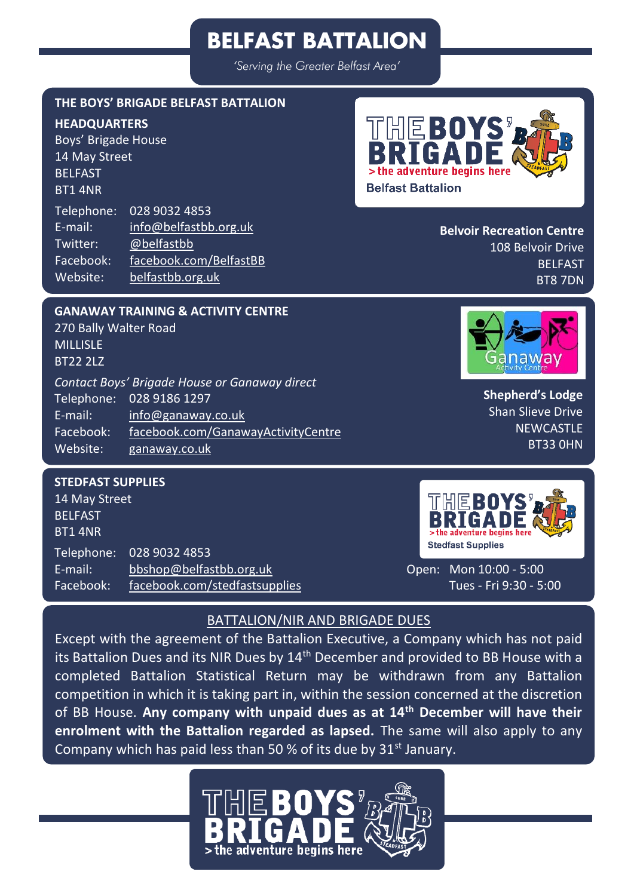# BELFAST BATTALION

*'Serving the Greater Belfast Area'*

**THE BOYS' BRIGADE BELFAST BATTALION**

**HEADQUARTERS**
Boys' Brigade House
14 May Street
BELFAST
BT1 4NR

| | |
|---|---|
| Telephone: | 028 9032 4853 |
| E-mail: | info@belfastbb.org.uk |
| Twitter: | @belfastbb |
| Facebook: | facebook.com/BelfastBB |
| Website: | belfastbb.org.uk |

THE BOYS' BRIGADE
> the adventure begins here
Belfast Battalion

**Belvoir Recreation Centre**
108 Belvoir Drive
BELFAST
BT8 7DN

**GANAWAY TRAINING & ACTIVITY CENTRE**
270 Bally Walter Road
MILLISLE
BT22 2LZ

*Contact Boys' Brigade House or Ganaway direct*

| | |
|---|---|
| Telephone: | 028 9186 1297 |
| E-mail: | info@ganaway.co.uk |
| Facebook: | facebook.com/GanawayActivityCentre |
| Website: | ganaway.co.uk |

Ganaway Activity Centre

**Shepherd's Lodge**
Shan Slieve Drive
NEWCASTLE
BT33 0HN

**STEDFAST SUPPLIES**
14 May Street
BELFAST
BT1 4NR

| | |
|---|---|
| Telephone: | 028 9032 4853 |
| E-mail: | bbshop@belfastbb.org.uk |
| Facebook: | facebook.com/stedfastsupplies |

THE BOYS' BRIGADE
> the adventure begins here
Stedfast Supplies

Open: Mon 10:00 - 5:00
Tues - Fri 9:30 - 5:00

## BATTALION/NIR AND BRIGADE DUES

Except with the agreement of the Battalion Executive, a Company which has not paid its Battalion Dues and its NIR Dues by 14th December and provided to BB House with a completed Battalion Statistical Return may be withdrawn from any Battalion competition in which it is taking part in, within the session concerned at the discretion of BB House. **Any company with unpaid dues as at 14th December will have their enrolment with the Battalion regarded as lapsed.** The same will also apply to any Company which has paid less than 50 % of its due by 31st January.

THE BOYS' BRIGADE
> the adventure begins here